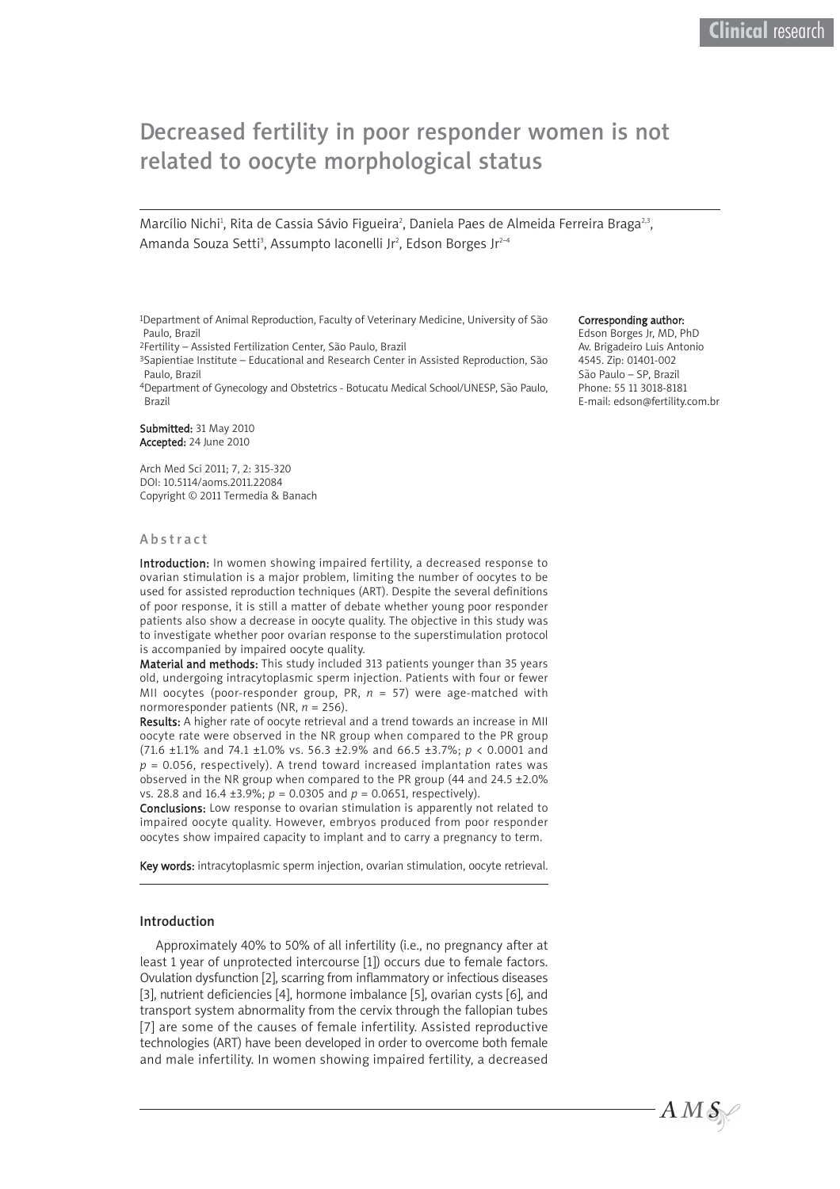# Decreased fertility in poor responder women is not related to oocyte morphological status

Marcílio Nichi[1], Rita de Cassia Sávio Figueira[2], Daniela Paes de Almeida Ferreira Braga[2,3], Amanda Souza Setti[3], Assumpto Iaconelli Jr[2], Edson Borges Jr[2–4]

[1]Department of Animal Reproduction, Faculty of Veterinary Medicine, University of São Paulo, Brazil
[2]Fertility – Assisted Fertilization Center, São Paulo, Brazil
[3]Sapientiae Institute – Educational and Research Center in Assisted Reproduction, São Paulo, Brazil
[4]Department of Gynecology and Obstetrics - Botucatu Medical School/UNESP, São Paulo, Brazil

**Corresponding author:**
Edson Borges Jr, MD, PhD
Av. Brigadeiro Luis Antonio
4545. Zip: 01401-002
São Paulo – SP, Brazil
Phone: 55 11 3018-8181
E-mail: edson@fertility.com.br

**Submitted:** 31 May 2010
**Accepted:** 24 June 2010

Arch Med Sci 2011; 7, 2: 315-320
DOI: 10.5114/aoms.2011.22084
Copyright © 2011 Termedia & Banach

## Abstract

**Introduction:** In women showing impaired fertility, a decreased response to ovarian stimulation is a major problem, limiting the number of oocytes to be used for assisted reproduction techniques (ART). Despite the several definitions of poor response, it is still a matter of debate whether young poor responder patients also show a decrease in oocyte quality. The objective in this study was to investigate whether poor ovarian response to the superstimulation protocol is accompanied by impaired oocyte quality.

**Material and methods:** This study included 313 patients younger than 35 years old, undergoing intracytoplasmic sperm injection. Patients with four or fewer MII oocytes (poor-responder group, PR, $n = 57$) were age-matched with normoresponder patients (NR, $n = 256$).

**Results:** A higher rate of oocyte retrieval and a trend towards an increase in MII oocyte rate were observed in the NR group when compared to the PR group (71.6 ±1.1% and 74.1 ±1.0% vs. 56.3 ±2.9% and 66.5 ±3.7%; $p < 0.0001$ and $p = 0.056$, respectively). A trend toward increased implantation rates was observed in the NR group when compared to the PR group (44 and 24.5 ±2.0% vs. 28.8 and 16.4 ±3.9%; $p = 0.0305$ and $p = 0.0651$, respectively).

**Conclusions:** Low response to ovarian stimulation is apparently not related to impaired oocyte quality. However, embryos produced from poor responder oocytes show impaired capacity to implant and to carry a pregnancy to term.

**Key words:** intracytoplasmic sperm injection, ovarian stimulation, oocyte retrieval.

## Introduction

Approximately 40% to 50% of all infertility (i.e., no pregnancy after at least 1 year of unprotected intercourse [1]) occurs due to female factors. Ovulation dysfunction [2], scarring from inflammatory or infectious diseases [3], nutrient deficiencies [4], hormone imbalance [5], ovarian cysts [6], and transport system abnormality from the cervix through the fallopian tubes [7] are some of the causes of female infertility. Assisted reproductive technologies (ART) have been developed in order to overcome both female and male infertility. In women showing impaired fertility, a decreased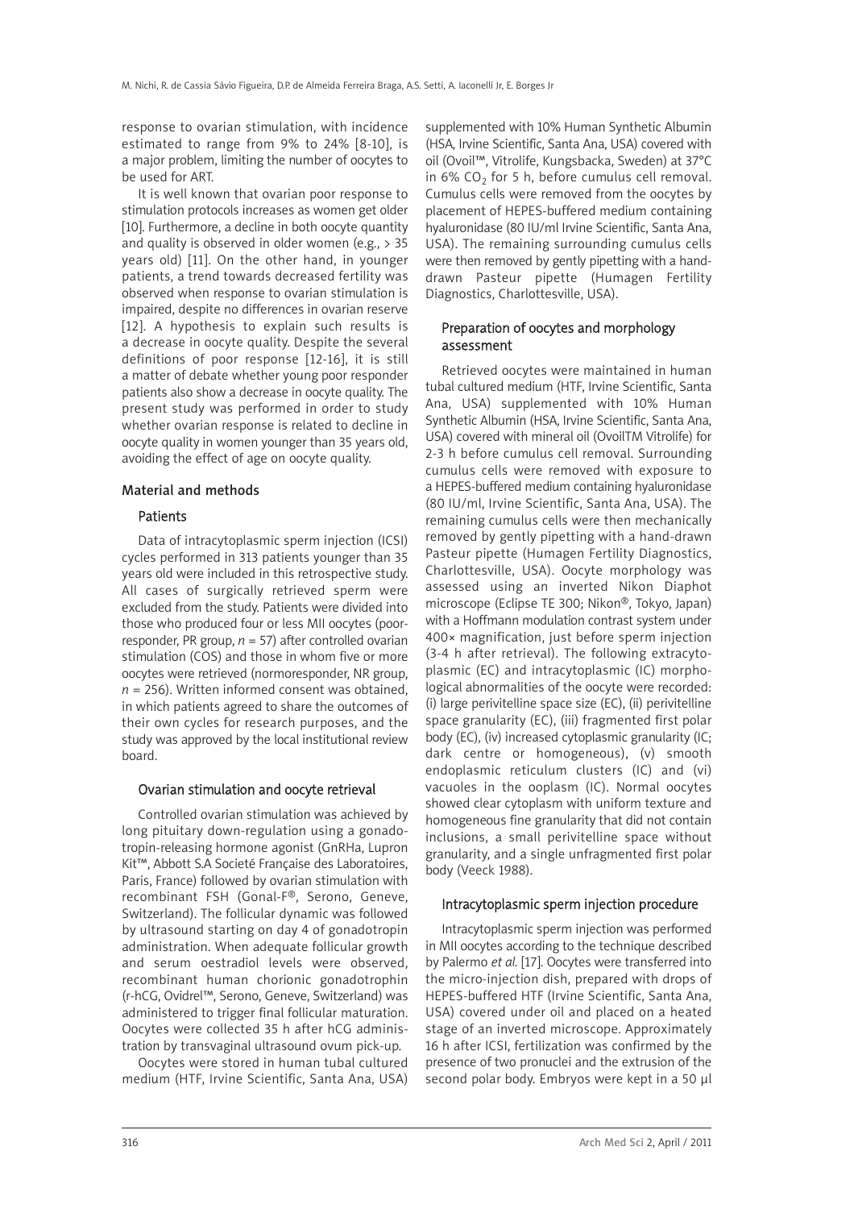response to ovarian stimulation, with incidence estimated to range from 9% to 24% [8-10], is a major problem, limiting the number of oocytes to be used for ART.

It is well known that ovarian poor response to stimulation protocols increases as women get older [10]. Furthermore, a decline in both oocyte quantity and quality is observed in older women (e.g., > 35 years old) [11]. On the other hand, in younger patients, a trend towards decreased fertility was observed when response to ovarian stimulation is impaired, despite no differences in ovarian reserve [12]. A hypothesis to explain such results is a decrease in oocyte quality. Despite the several definitions of poor response [12-16], it is still a matter of debate whether young poor responder patients also show a decrease in oocyte quality. The present study was performed in order to study whether ovarian response is related to decline in oocyte quality in women younger than 35 years old, avoiding the effect of age on oocyte quality.

## Material and methods

### Patients

Data of intracytoplasmic sperm injection (ICSI) cycles performed in 313 patients younger than 35 years old were included in this retrospective study. All cases of surgically retrieved sperm were excluded from the study. Patients were divided into those who produced four or less MII oocytes (poor-responder, PR group, $n = 57$) after controlled ovarian stimulation (COS) and those in whom five or more oocytes were retrieved (normoresponder, NR group, $n = 256$). Written informed consent was obtained, in which patients agreed to share the outcomes of their own cycles for research purposes, and the study was approved by the local institutional review board.

### Ovarian stimulation and oocyte retrieval

Controlled ovarian stimulation was achieved by long pituitary down-regulation using a gonadotropin-releasing hormone agonist (GnRHa, Lupron Kit™, Abbott S.A Societé Française des Laboratoires, Paris, France) followed by ovarian stimulation with recombinant FSH (Gonal-F®, Serono, Geneve, Switzerland). The follicular dynamic was followed by ultrasound starting on day 4 of gonadotropin administration. When adequate follicular growth and serum oestradiol levels were observed, recombinant human chorionic gonadotrophin (r-hCG, Ovidrel™, Serono, Geneve, Switzerland) was administered to trigger final follicular maturation. Oocytes were collected 35 h after hCG administration by transvaginal ultrasound ovum pick-up.

Oocytes were stored in human tubal cultured medium (HTF, Irvine Scientific, Santa Ana, USA) supplemented with 10% Human Synthetic Albumin (HSA, Irvine Scientific, Santa Ana, USA) covered with oil (Ovoil™, Vitrolife, Kungsbacka, Sweden) at 37°C in 6% $CO_2$ for 5 h, before cumulus cell removal. Cumulus cells were removed from the oocytes by placement of HEPES-buffered medium containing hyaluronidase (80 IU/ml Irvine Scientific, Santa Ana, USA). The remaining surrounding cumulus cells were then removed by gently pipetting with a hand-drawn Pasteur pipette (Humagen Fertility Diagnostics, Charlottesville, USA).

### Preparation of oocytes and morphology assessment

Retrieved oocytes were maintained in human tubal cultured medium (HTF, Irvine Scientific, Santa Ana, USA) supplemented with 10% Human Synthetic Albumin (HSA, Irvine Scientific, Santa Ana, USA) covered with mineral oil (OvoilTM Vitrolife) for 2-3 h before cumulus cell removal. Surrounding cumulus cells were removed with exposure to a HEPES-buffered medium containing hyaluronidase (80 IU/ml, Irvine Scientific, Santa Ana, USA). The remaining cumulus cells were then mechanically removed by gently pipetting with a hand-drawn Pasteur pipette (Humagen Fertility Diagnostics, Charlottesville, USA). Oocyte morphology was assessed using an inverted Nikon Diaphot microscope (Eclipse TE 300; Nikon®, Tokyo, Japan) with a Hoffmann modulation contrast system under 400× magnification, just before sperm injection (3-4 h after retrieval). The following extracytoplasmic (EC) and intracytoplasmic (IC) morphological abnormalities of the oocyte were recorded: (i) large perivitelline space size (EC), (ii) perivitelline space granularity (EC), (iii) fragmented first polar body (EC), (iv) increased cytoplasmic granularity (IC; dark centre or homogeneous), (v) smooth endoplasmic reticulum clusters (IC) and (vi) vacuoles in the ooplasm (IC). Normal oocytes showed clear cytoplasm with uniform texture and homogeneous fine granularity that did not contain inclusions, a small perivitelline space without granularity, and a single unfragmented first polar body (Veeck 1988).

### Intracytoplasmic sperm injection procedure

Intracytoplasmic sperm injection was performed in MII oocytes according to the technique described by Palermo *et al.* [17]. Oocytes were transferred into the micro-injection dish, prepared with drops of HEPES-buffered HTF (Irvine Scientific, Santa Ana, USA) covered under oil and placed on a heated stage of an inverted microscope. Approximately 16 h after ICSI, fertilization was confirmed by the presence of two pronuclei and the extrusion of the second polar body. Embryos were kept in a 50 µl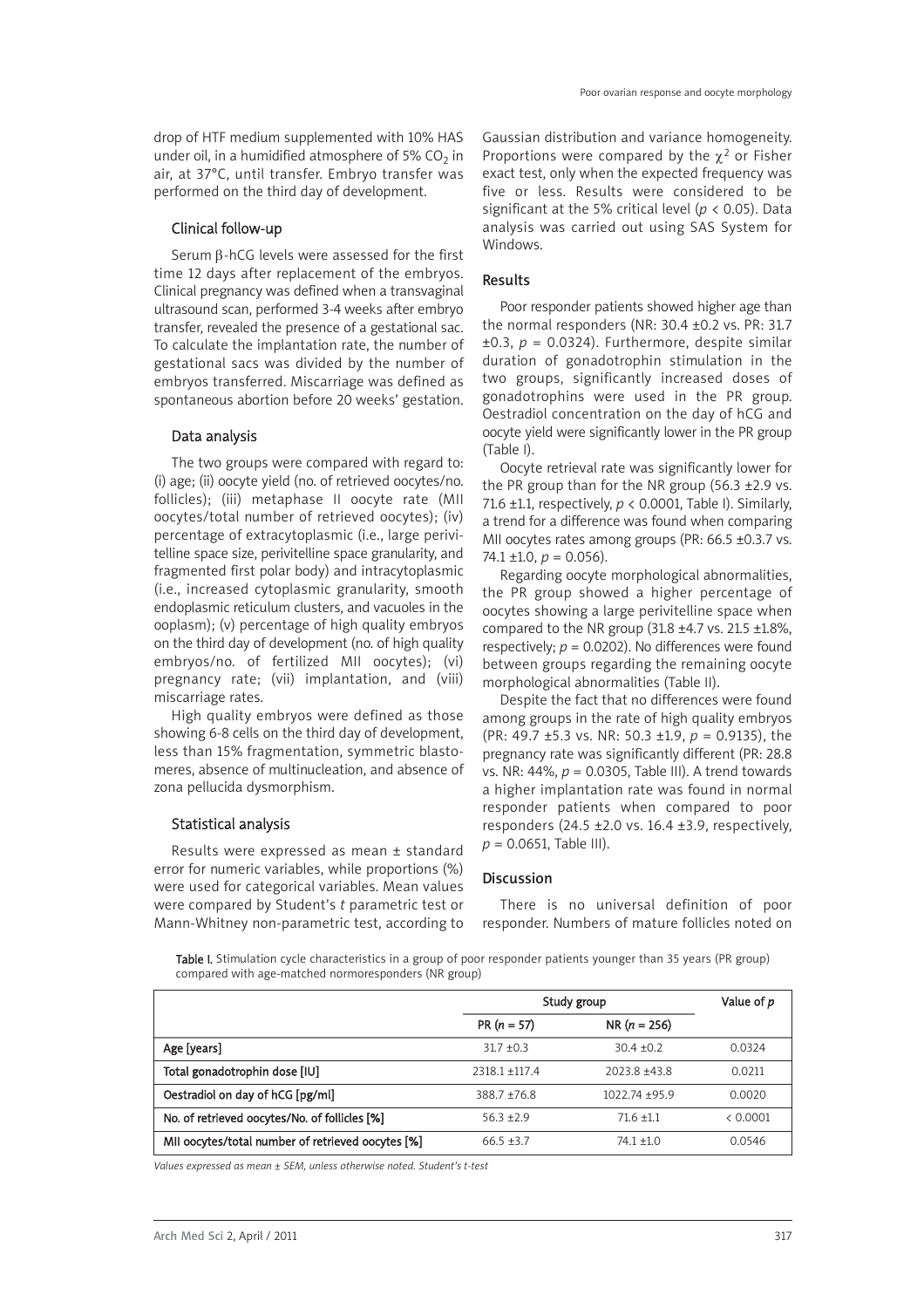drop of HTF medium supplemented with 10% HAS under oil, in a humidified atmosphere of 5% $CO_2$ in air, at 37°C, until transfer. Embryo transfer was performed on the third day of development.

### Clinical follow-up

Serum β-hCG levels were assessed for the first time 12 days after replacement of the embryos. Clinical pregnancy was defined when a transvaginal ultrasound scan, performed 3-4 weeks after embryo transfer, revealed the presence of a gestational sac. To calculate the implantation rate, the number of gestational sacs was divided by the number of embryos transferred. Miscarriage was defined as spontaneous abortion before 20 weeks' gestation.

### Data analysis

The two groups were compared with regard to: (i) age; (ii) oocyte yield (no. of retrieved oocytes/no. follicles); (iii) metaphase II oocyte rate (MII oocytes/total number of retrieved oocytes); (iv) percentage of extracytoplasmic (i.e., large perivitelline space size, perivitelline space granularity, and fragmented first polar body) and intracytoplasmic (i.e., increased cytoplasmic granularity, smooth endoplasmic reticulum clusters, and vacuoles in the ooplasm); (v) percentage of high quality embryos on the third day of development (no. of high quality embryos/no. of fertilized MII oocytes); (vi) pregnancy rate; (vii) implantation, and (viii) miscarriage rates.

High quality embryos were defined as those showing 6-8 cells on the third day of development, less than 15% fragmentation, symmetric blastomeres, absence of multinucleation, and absence of zona pellucida dysmorphism.

### Statistical analysis

Results were expressed as mean ± standard error for numeric variables, while proportions (%) were used for categorical variables. Mean values were compared by Student's *t* parametric test or Mann-Whitney non-parametric test, according to Gaussian distribution and variance homogeneity. Proportions were compared by the $\chi^2$ or Fisher exact test, only when the expected frequency was five or less. Results were considered to be significant at the 5% critical level ($p < 0.05$). Data analysis was carried out using SAS System for Windows.

## Results

Poor responder patients showed higher age than the normal responders (NR: 30.4 ±0.2 vs. PR: 31.7 ±0.3, $p = 0.0324$). Furthermore, despite similar duration of gonadotrophin stimulation in the two groups, significantly increased doses of gonadotrophins were used in the PR group. Oestradiol concentration on the day of hCG and oocyte yield were significantly lower in the PR group (Table I).

Oocyte retrieval rate was significantly lower for the PR group than for the NR group (56.3 ±2.9 vs. 71.6 ±1.1, respectively, $p < 0.0001$, Table I). Similarly, a trend for a difference was found when comparing MII oocytes rates among groups (PR: 66.5 ±0.3.7 vs. 74.1 ±1.0, $p = 0.056$).

Regarding oocyte morphological abnormalities, the PR group showed a higher percentage of oocytes showing a large perivitelline space when compared to the NR group (31.8 ±4.7 vs. 21.5 ±1.8%, respectively; $p = 0.0202$). No differences were found between groups regarding the remaining oocyte morphological abnormalities (Table II).

Despite the fact that no differences were found among groups in the rate of high quality embryos (PR: 49.7 ±5.3 vs. NR: 50.3 ±1.9, $p = 0.9135$), the pregnancy rate was significantly different (PR: 28.8 vs. NR: 44%, $p = 0.0305$, Table III). A trend towards a higher implantation rate was found in normal responder patients when compared to poor responders (24.5 ±2.0 vs. 16.4 ±3.9, respectively, $p = 0.0651$, Table III).

## Discussion

There is no universal definition of poor responder. Numbers of mature follicles noted on

**Table I.** Stimulation cycle characteristics in a group of poor responder patients younger than 35 years (PR group) compared with age-matched normoresponders (NR group)

| | Study group | | Value of *p* |
|---|---|---|---|
| | PR (*n* = 57) | NR (*n* = 256) | |
| **Age [years]** | 31.7 ±0.3 | 30.4 ±0.2 | 0.0324 |
| **Total gonadotrophin dose [IU]** | 2318.1 ±117.4 | 2023.8 ±43.8 | 0.0211 |
| **Oestradiol on day of hCG [pg/ml]** | 388.7 ±76.8 | 1022.74 ±95.9 | 0.0020 |
| **No. of retrieved oocytes/No. of follicles [%]** | 56.3 ±2.9 | 71.6 ±1.1 | < 0.0001 |
| **MII oocytes/total number of retrieved oocytes [%]** | 66.5 ±3.7 | 74.1 ±1.0 | 0.0546 |

*Values expressed as mean ± SEM, unless otherwise noted. Student's t-test*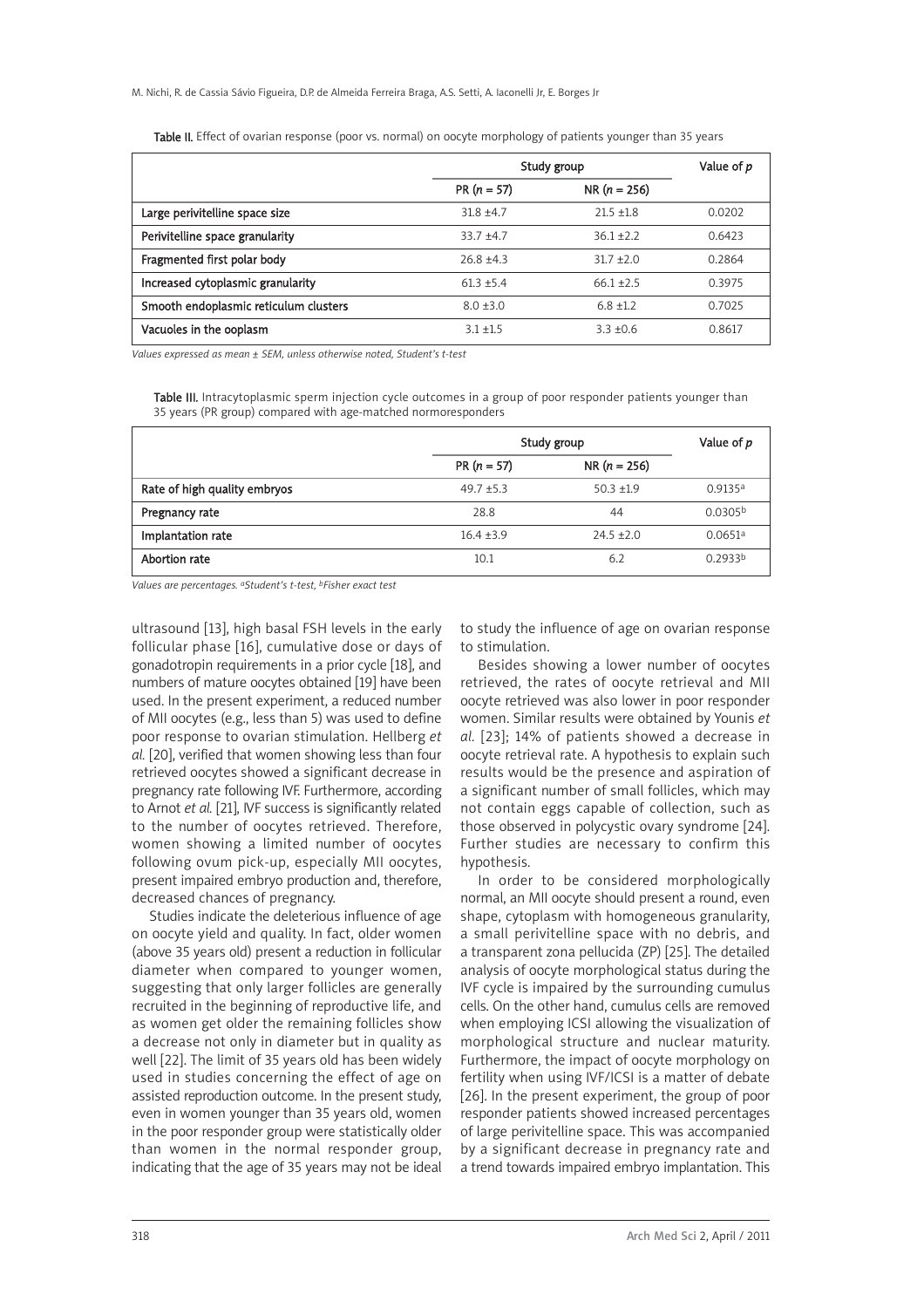Table II. Effect of ovarian response (poor vs. normal) on oocyte morphology of patients younger than 35 years

| | Study group | | Value of *p* |
|---|---|---|---|
| | PR (*n* = 57) | NR (*n* = 256) | |
| Large perivitelline space size | 31.8 ±4.7 | 21.5 ±1.8 | 0.0202 |
| Perivitelline space granularity | 33.7 ±4.7 | 36.1 ±2.2 | 0.6423 |
| Fragmented first polar body | 26.8 ±4.3 | 31.7 ±2.0 | 0.2864 |
| Increased cytoplasmic granularity | 61.3 ±5.4 | 66.1 ±2.5 | 0.3975 |
| Smooth endoplasmic reticulum clusters | 8.0 ±3.0 | 6.8 ±1.2 | 0.7025 |
| Vacuoles in the ooplasm | 3.1 ±1.5 | 3.3 ±0.6 | 0.8617 |

*Values expressed as mean ± SEM, unless otherwise noted, Student's t-test*

Table III. Intracytoplasmic sperm injection cycle outcomes in a group of poor responder patients younger than 35 years (PR group) compared with age-matched normoresponders

| | Study group | | Value of *p* |
|---|---|---|---|
| | PR (*n* = 57) | NR (*n* = 256) | |
| Rate of high quality embryos | 49.7 ±5.3 | 50.3 ±1.9 | 0.9135[a] |
| Pregnancy rate | 28.8 | 44 | 0.0305[b] |
| Implantation rate | 16.4 ±3.9 | 24.5 ±2.0 | 0.0651[a] |
| Abortion rate | 10.1 | 6.2 | 0.2933[b] |

*Values are percentages. [a]Student's t-test, [b]Fisher exact test*

ultrasound [13], high basal FSH levels in the early follicular phase [16], cumulative dose or days of gonadotropin requirements in a prior cycle [18], and numbers of mature oocytes obtained [19] have been used. In the present experiment, a reduced number of MII oocytes (e.g., less than 5) was used to define poor response to ovarian stimulation. Hellberg *et al.* [20], verified that women showing less than four retrieved oocytes showed a significant decrease in pregnancy rate following IVF. Furthermore, according to Arnot *et al.* [21], IVF success is significantly related to the number of oocytes retrieved. Therefore, women showing a limited number of oocytes following ovum pick-up, especially MII oocytes, present impaired embryo production and, therefore, decreased chances of pregnancy.

Studies indicate the deleterious influence of age on oocyte yield and quality. In fact, older women (above 35 years old) present a reduction in follicular diameter when compared to younger women, suggesting that only larger follicles are generally recruited in the beginning of reproductive life, and as women get older the remaining follicles show a decrease not only in diameter but in quality as well [22]. The limit of 35 years old has been widely used in studies concerning the effect of age on assisted reproduction outcome. In the present study, even in women younger than 35 years old, women in the poor responder group were statistically older than women in the normal responder group, indicating that the age of 35 years may not be ideal to study the influence of age on ovarian response to stimulation.

Besides showing a lower number of oocytes retrieved, the rates of oocyte retrieval and MII oocyte retrieved was also lower in poor responder women. Similar results were obtained by Younis *et al.* [23]; 14% of patients showed a decrease in oocyte retrieval rate. A hypothesis to explain such results would be the presence and aspiration of a significant number of small follicles, which may not contain eggs capable of collection, such as those observed in polycystic ovary syndrome [24]. Further studies are necessary to confirm this hypothesis.

In order to be considered morphologically normal, an MII oocyte should present a round, even shape, cytoplasm with homogeneous granularity, a small perivitelline space with no debris, and a transparent zona pellucida (ZP) [25]. The detailed analysis of oocyte morphological status during the IVF cycle is impaired by the surrounding cumulus cells. On the other hand, cumulus cells are removed when employing ICSI allowing the visualization of morphological structure and nuclear maturity. Furthermore, the impact of oocyte morphology on fertility when using IVF/ICSI is a matter of debate [26]. In the present experiment, the group of poor responder patients showed increased percentages of large perivitelline space. This was accompanied by a significant decrease in pregnancy rate and a trend towards impaired embryo implantation. This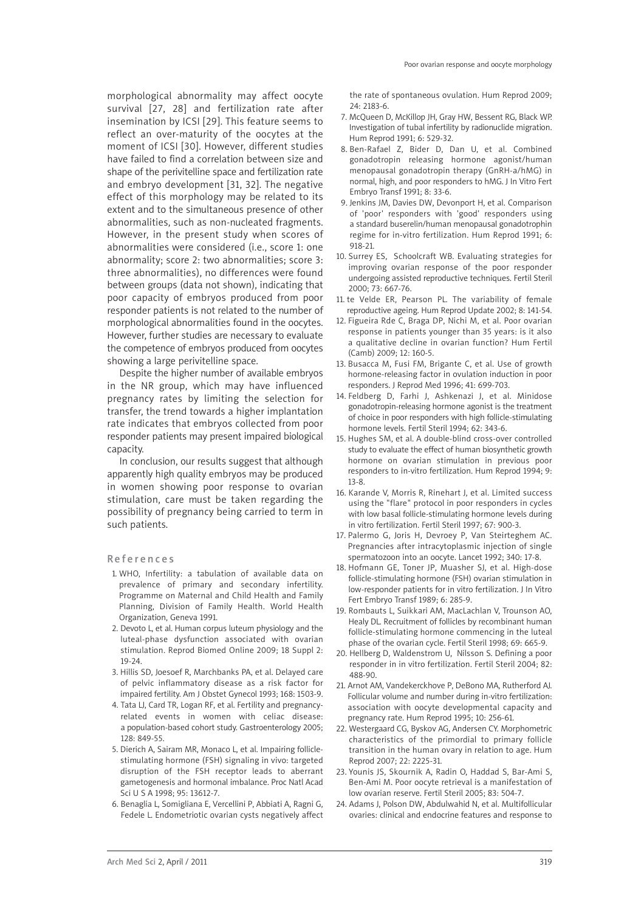morphological abnormality may affect oocyte survival [27, 28] and fertilization rate after insemination by ICSI [29]. This feature seems to reflect an over-maturity of the oocytes at the moment of ICSI [30]. However, different studies have failed to find a correlation between size and shape of the perivitelline space and fertilization rate and embryo development [31, 32]. The negative effect of this morphology may be related to its extent and to the simultaneous presence of other abnormalities, such as non-nucleated fragments. However, in the present study when scores of abnormalities were considered (i.e., score 1: one abnormality; score 2: two abnormalities; score 3: three abnormalities), no differences were found between groups (data not shown), indicating that poor capacity of embryos produced from poor responder patients is not related to the number of morphological abnormalities found in the oocytes. However, further studies are necessary to evaluate the competence of embryos produced from oocytes showing a large perivitelline space.

Despite the higher number of available embryos in the NR group, which may have influenced pregnancy rates by limiting the selection for transfer, the trend towards a higher implantation rate indicates that embryos collected from poor responder patients may present impaired biological capacity.

In conclusion, our results suggest that although apparently high quality embryos may be produced in women showing poor response to ovarian stimulation, care must be taken regarding the possibility of pregnancy being carried to term in such patients.

## References

1. WHO, Infertility: a tabulation of available data on prevalence of primary and secondary infertility. Programme on Maternal and Child Health and Family Planning, Division of Family Health. World Health Organization, Geneva 1991.
2. Devoto L, et al. Human corpus luteum physiology and the luteal-phase dysfunction associated with ovarian stimulation. Reprod Biomed Online 2009; 18 Suppl 2: 19-24.
3. Hillis SD, Joesoef R, Marchbanks PA, et al. Delayed care of pelvic inflammatory disease as a risk factor for impaired fertility. Am J Obstet Gynecol 1993; 168: 1503-9.
4. Tata LJ, Card TR, Logan RF, et al. Fertility and pregnancy-related events in women with celiac disease: a population-based cohort study. Gastroenterology 2005; 128: 849-55.
5. Dierich A, Sairam MR, Monaco L, et al. Impairing follicle-stimulating hormone (FSH) signaling in vivo: targeted disruption of the FSH receptor leads to aberrant gametogenesis and hormonal imbalance. Proc Natl Acad Sci U S A 1998; 95: 13612-7.
6. Benaglia L, Somigliana E, Vercellini P, Abbiati A, Ragni G, Fedele L. Endometriotic ovarian cysts negatively affect the rate of spontaneous ovulation. Hum Reprod 2009; 24: 2183-6.
7. McQueen D, McKillop JH, Gray HW, Bessent RG, Black WP. Investigation of tubal infertility by radionuclide migration. Hum Reprod 1991; 6: 529-32.
8. Ben-Rafael Z, Bider D, Dan U, et al. Combined gonadotropin releasing hormone agonist/human menopausal gonadotropin therapy (GnRH-a/hMG) in normal, high, and poor responders to hMG. J In Vitro Fert Embryo Transf 1991; 8: 33-6.
9. Jenkins JM, Davies DW, Devonport H, et al. Comparison of 'poor' responders with 'good' responders using a standard buserelin/human menopausal gonadotrophin regime for in-vitro fertilization. Hum Reprod 1991; 6: 918-21.
10. Surrey ES, Schoolcraft WB. Evaluating strategies for improving ovarian response of the poor responder undergoing assisted reproductive techniques. Fertil Steril 2000; 73: 667-76.
11. te Velde ER, Pearson PL. The variability of female reproductive ageing. Hum Reprod Update 2002; 8: 141-54.
12. Figueira Rde C, Braga DP, Nichi M, et al. Poor ovarian response in patients younger than 35 years: is it also a qualitative decline in ovarian function? Hum Fertil (Camb) 2009; 12: 160-5.
13. Busacca M, Fusi FM, Brigante C, et al. Use of growth hormone-releasing factor in ovulation induction in poor responders. J Reprod Med 1996; 41: 699-703.
14. Feldberg D, Farhi J, Ashkenazi J, et al. Minidose gonadotropin-releasing hormone agonist is the treatment of choice in poor responders with high follicle-stimulating hormone levels. Fertil Steril 1994; 62: 343-6.
15. Hughes SM, et al. A double-blind cross-over controlled study to evaluate the effect of human biosynthetic growth hormone on ovarian stimulation in previous poor responders to in-vitro fertilization. Hum Reprod 1994; 9: 13-8.
16. Karande V, Morris R, Rinehart J, et al. Limited success using the "flare" protocol in poor responders in cycles with low basal follicle-stimulating hormone levels during in vitro fertilization. Fertil Steril 1997; 67: 900-3.
17. Palermo G, Joris H, Devroey P, Van Steirteghem AC. Pregnancies after intracytoplasmic injection of single spermatozoon into an oocyte. Lancet 1992; 340: 17-8.
18. Hofmann GE, Toner JP, Muasher SJ, et al. High-dose follicle-stimulating hormone (FSH) ovarian stimulation in low-responder patients for in vitro fertilization. J In Vitro Fert Embryo Transf 1989; 6: 285-9.
19. Rombauts L, Suikkari AM, MacLachlan V, Trounson AO, Healy DL. Recruitment of follicles by recombinant human follicle-stimulating hormone commencing in the luteal phase of the ovarian cycle. Fertil Steril 1998; 69: 665-9.
20. Hellberg D, Waldenstrom U, Nilsson S. Defining a poor responder in in vitro fertilization. Fertil Steril 2004; 82: 488-90.
21. Arnot AM, Vandekerckhove P, DeBono MA, Rutherford AJ. Follicular volume and number during in-vitro fertilization: association with oocyte developmental capacity and pregnancy rate. Hum Reprod 1995; 10: 256-61.
22. Westergaard CG, Byskov AG, Andersen CY. Morphometric characteristics of the primordial to primary follicle transition in the human ovary in relation to age. Hum Reprod 2007; 22: 2225-31.
23. Younis JS, Skournik A, Radin O, Haddad S, Bar-Ami S, Ben-Ami M. Poor oocyte retrieval is a manifestation of low ovarian reserve. Fertil Steril 2005; 83: 504-7.
24. Adams J, Polson DW, Abdulwahid N, et al. Multifollicular ovaries: clinical and endocrine features and response to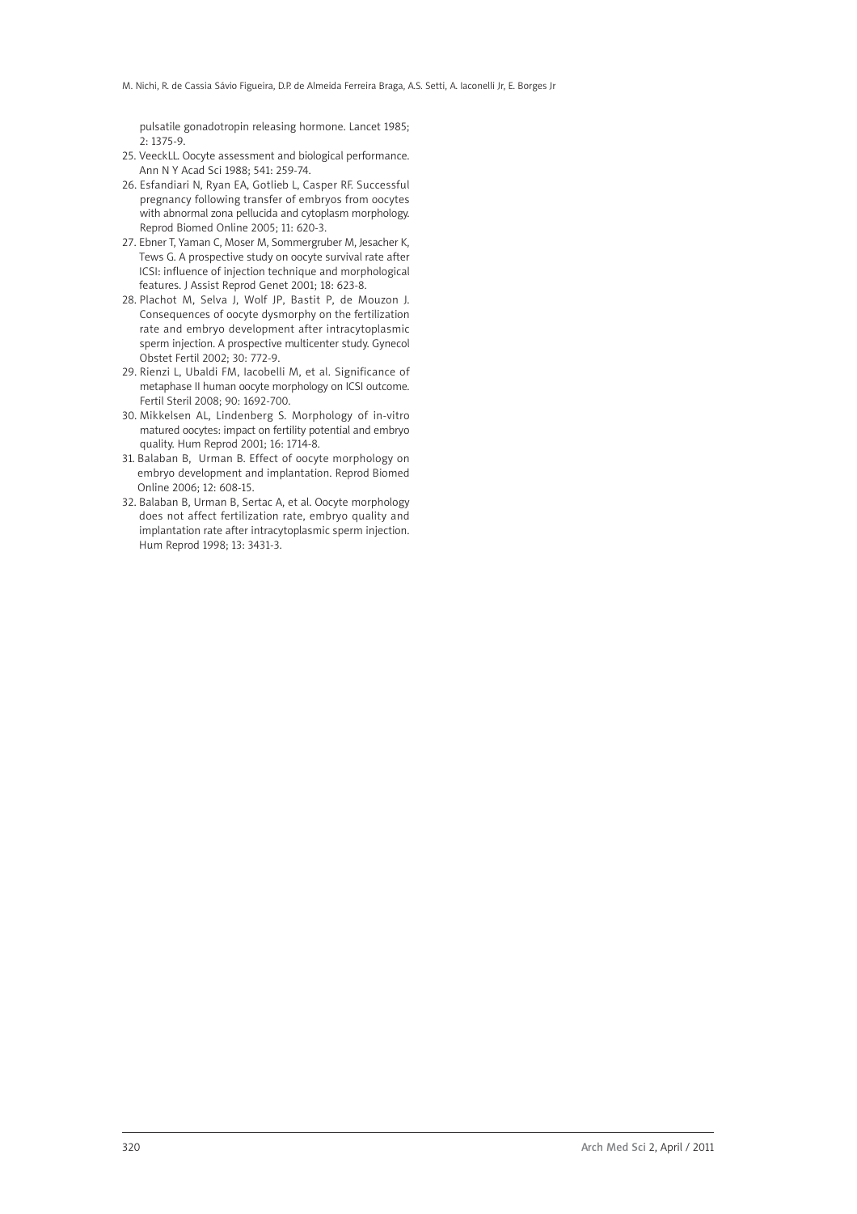pulsatile gonadotropin releasing hormone. Lancet 1985; 2: 1375-9.

25. VeeckLL. Oocyte assessment and biological performance. Ann N Y Acad Sci 1988; 541: 259-74.
26. Esfandiari N, Ryan EA, Gotlieb L, Casper RF. Successful pregnancy following transfer of embryos from oocytes with abnormal zona pellucida and cytoplasm morphology. Reprod Biomed Online 2005; 11: 620-3.
27. Ebner T, Yaman C, Moser M, Sommergruber M, Jesacher K, Tews G. A prospective study on oocyte survival rate after ICSI: influence of injection technique and morphological features. J Assist Reprod Genet 2001; 18: 623-8.
28. Plachot M, Selva J, Wolf JP, Bastit P, de Mouzon J. Consequences of oocyte dysmorphy on the fertilization rate and embryo development after intracytoplasmic sperm injection. A prospective multicenter study. Gynecol Obstet Fertil 2002; 30: 772-9.
29. Rienzi L, Ubaldi FM, Iacobelli M, et al. Significance of metaphase II human oocyte morphology on ICSI outcome. Fertil Steril 2008; 90: 1692-700.
30. Mikkelsen AL, Lindenberg S. Morphology of in-vitro matured oocytes: impact on fertility potential and embryo quality. Hum Reprod 2001; 16: 1714-8.
31. Balaban B, Urman B. Effect of oocyte morphology on embryo development and implantation. Reprod Biomed Online 2006; 12: 608-15.
32. Balaban B, Urman B, Sertac A, et al. Oocyte morphology does not affect fertilization rate, embryo quality and implantation rate after intracytoplasmic sperm injection. Hum Reprod 1998; 13: 3431-3.